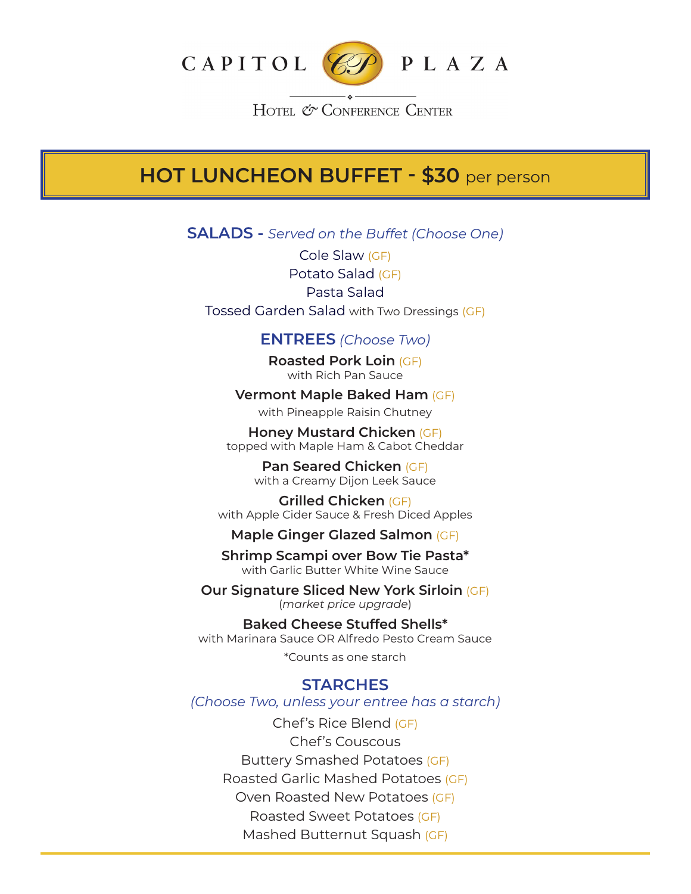# CAPITOL PLAZA

Hotel & Conference Center

## HOT LUNCHEON BUFFET - $30 per person

### SALADS - *Served on the Buffet (Choose One)*

Cole Slaw (GF)
Potato Salad (GF)
Pasta Salad
Tossed Garden Salad with Two Dressings (GF)

### ENTREES *(Choose Two)*

**Roasted Pork Loin** (GF)
with Rich Pan Sauce

**Vermont Maple Baked Ham** (GF)
with Pineapple Raisin Chutney

**Honey Mustard Chicken** (GF)
topped with Maple Ham & Cabot Cheddar

**Pan Seared Chicken** (GF)
with a Creamy Dijon Leek Sauce

**Grilled Chicken** (GF)
with Apple Cider Sauce & Fresh Diced Apples

**Maple Ginger Glazed Salmon** (GF)

**Shrimp Scampi over Bow Tie Pasta***
with Garlic Butter White Wine Sauce

**Our Signature Sliced New York Sirloin** (GF)
(*market price upgrade*)

**Baked Cheese Stuffed Shells***
with Marinara Sauce OR Alfredo Pesto Cream Sauce

*Counts as one starch

### STARCHES
*(Choose Two, unless your entree has a starch)*

Chef's Rice Blend (GF)
Chef's Couscous
Buttery Smashed Potatoes (GF)
Roasted Garlic Mashed Potatoes (GF)
Oven Roasted New Potatoes (GF)
Roasted Sweet Potatoes (GF)
Mashed Butternut Squash (GF)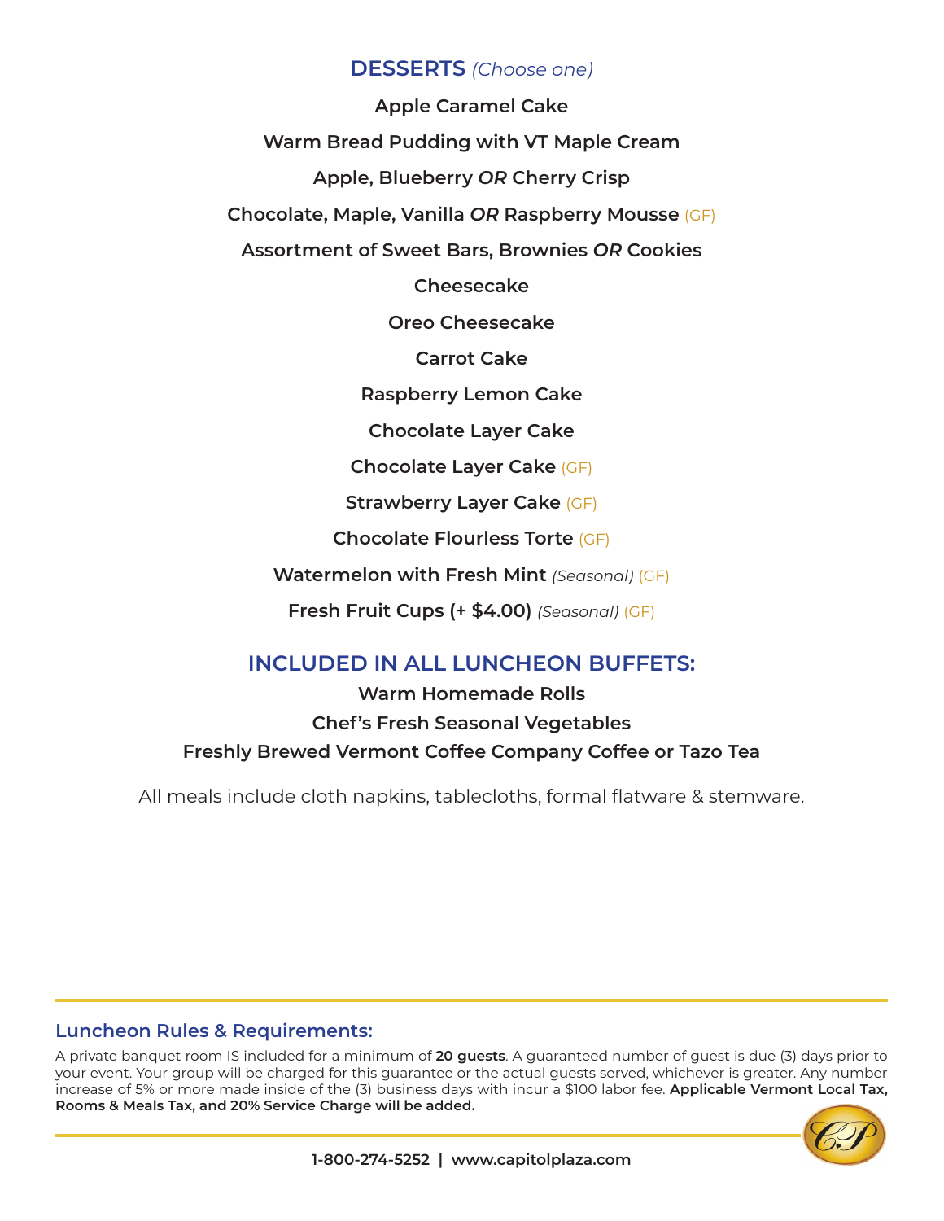## DESSERTS *(Choose one)*

**Apple Caramel Cake**

**Warm Bread Pudding with VT Maple Cream**

**Apple, Blueberry *OR* Cherry Crisp**

**Chocolate, Maple, Vanilla *OR* Raspberry Mousse** (GF)

**Assortment of Sweet Bars, Brownies *OR* Cookies**

**Cheesecake**

**Oreo Cheesecake**

**Carrot Cake**

**Raspberry Lemon Cake**

**Chocolate Layer Cake**

**Chocolate Layer Cake** (GF)

**Strawberry Layer Cake** (GF)

**Chocolate Flourless Torte** (GF)

**Watermelon with Fresh Mint** *(Seasonal)* (GF)

**Fresh Fruit Cups (+ $4.00)** *(Seasonal)* (GF)

## INCLUDED IN ALL LUNCHEON BUFFETS:

**Warm Homemade Rolls**

**Chef's Fresh Seasonal Vegetables**

**Freshly Brewed Vermont Coffee Company Coffee or Tazo Tea**

All meals include cloth napkins, tablecloths, formal flatware & stemware.

### Luncheon Rules & Requirements:

A private banquet room IS included for a minimum of **20 guests**. A guaranteed number of guest is due (3) days prior to your event. Your group will be charged for this guarantee or the actual guests served, whichever is greater. Any number increase of 5% or more made inside of the (3) business days with incur a $100 labor fee. **Applicable Vermont Local Tax, Rooms & Meals Tax, and 20% Service Charge will be added.**

**1-800-274-5252 | www.capitolplaza.com**